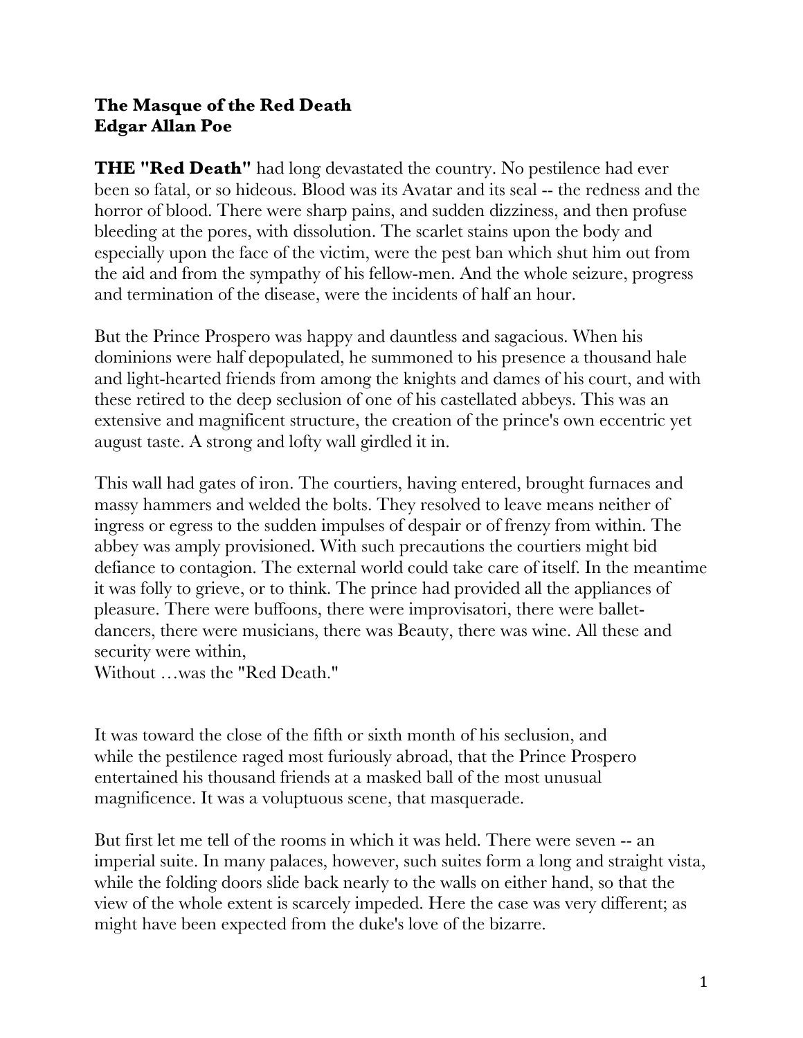**The Masque of the Red Death**
**Edgar Allan Poe**

**THE "Red Death"** had long devastated the country. No pestilence had ever been so fatal, or so hideous. Blood was its Avatar and its seal -- the redness and the horror of blood. There were sharp pains, and sudden dizziness, and then profuse bleeding at the pores, with dissolution. The scarlet stains upon the body and especially upon the face of the victim, were the pest ban which shut him out from the aid and from the sympathy of his fellow-men. And the whole seizure, progress and termination of the disease, were the incidents of half an hour.

But the Prince Prospero was happy and dauntless and sagacious. When his dominions were half depopulated, he summoned to his presence a thousand hale and light-hearted friends from among the knights and dames of his court, and with these retired to the deep seclusion of one of his castellated abbeys. This was an extensive and magnificent structure, the creation of the prince's own eccentric yet august taste. A strong and lofty wall girdled it in.

This wall had gates of iron. The courtiers, having entered, brought furnaces and massy hammers and welded the bolts. They resolved to leave means neither of ingress or egress to the sudden impulses of despair or of frenzy from within. The abbey was amply provisioned. With such precautions the courtiers might bid defiance to contagion. The external world could take care of itself. In the meantime it was folly to grieve, or to think. The prince had provided all the appliances of pleasure. There were buffoons, there were improvisatori, there were ballet-dancers, there were musicians, there was Beauty, there was wine. All these and security were within,
Without …was the "Red Death."

It was toward the close of the fifth or sixth month of his seclusion, and while the pestilence raged most furiously abroad, that the Prince Prospero entertained his thousand friends at a masked ball of the most unusual magnificence. It was a voluptuous scene, that masquerade.

But first let me tell of the rooms in which it was held. There were seven -- an imperial suite. In many palaces, however, such suites form a long and straight vista, while the folding doors slide back nearly to the walls on either hand, so that the view of the whole extent is scarcely impeded. Here the case was very different; as might have been expected from the duke's love of the bizarre.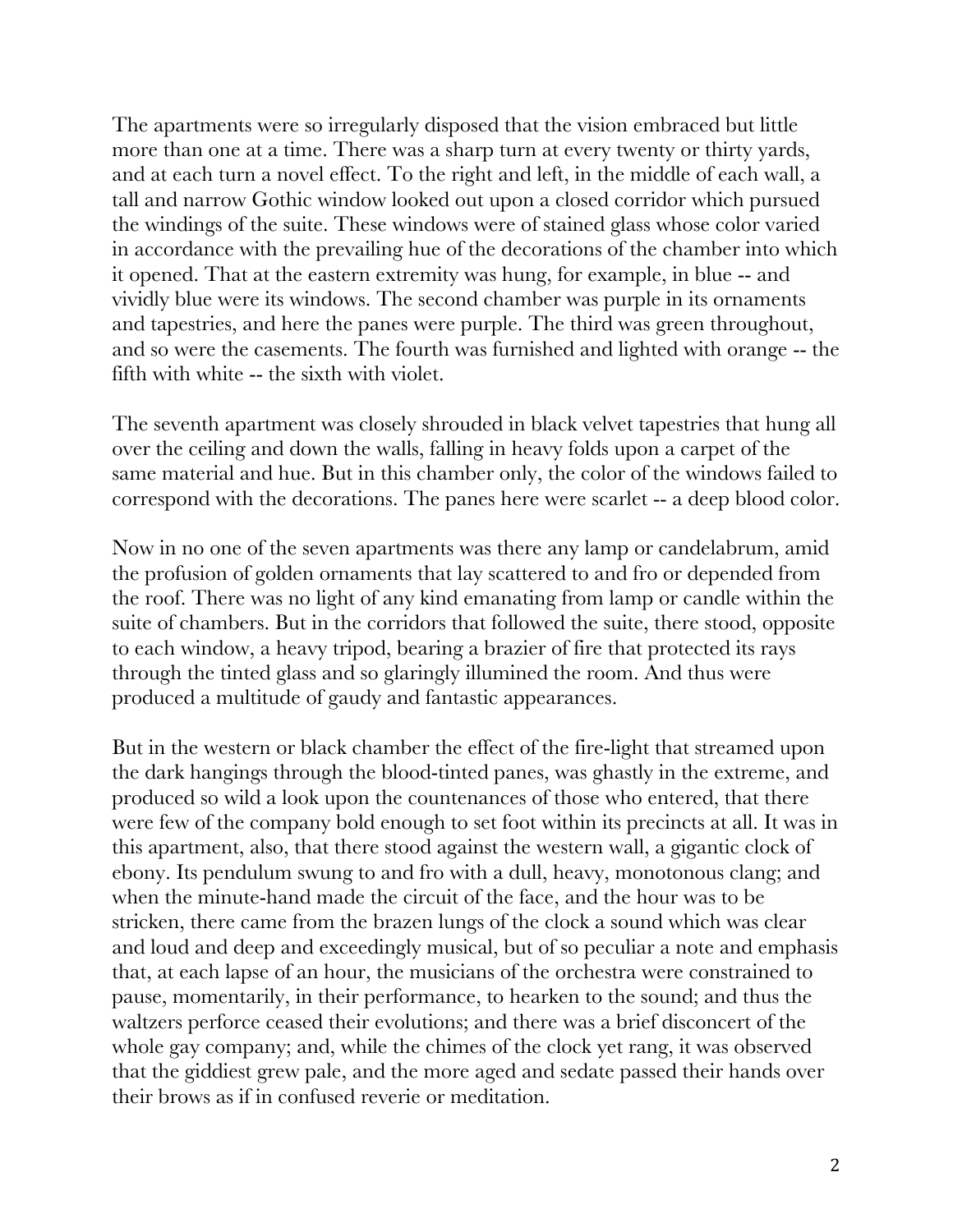The apartments were so irregularly disposed that the vision embraced but little more than one at a time. There was a sharp turn at every twenty or thirty yards, and at each turn a novel effect. To the right and left, in the middle of each wall, a tall and narrow Gothic window looked out upon a closed corridor which pursued the windings of the suite. These windows were of stained glass whose color varied in accordance with the prevailing hue of the decorations of the chamber into which it opened. That at the eastern extremity was hung, for example, in blue -- and vividly blue were its windows. The second chamber was purple in its ornaments and tapestries, and here the panes were purple. The third was green throughout, and so were the casements. The fourth was furnished and lighted with orange -- the fifth with white -- the sixth with violet.

The seventh apartment was closely shrouded in black velvet tapestries that hung all over the ceiling and down the walls, falling in heavy folds upon a carpet of the same material and hue. But in this chamber only, the color of the windows failed to correspond with the decorations. The panes here were scarlet -- a deep blood color.

Now in no one of the seven apartments was there any lamp or candelabrum, amid the profusion of golden ornaments that lay scattered to and fro or depended from the roof. There was no light of any kind emanating from lamp or candle within the suite of chambers. But in the corridors that followed the suite, there stood, opposite to each window, a heavy tripod, bearing a brazier of fire that protected its rays through the tinted glass and so glaringly illumined the room. And thus were produced a multitude of gaudy and fantastic appearances.

But in the western or black chamber the effect of the fire-light that streamed upon the dark hangings through the blood-tinted panes, was ghastly in the extreme, and produced so wild a look upon the countenances of those who entered, that there were few of the company bold enough to set foot within its precincts at all. It was in this apartment, also, that there stood against the western wall, a gigantic clock of ebony. Its pendulum swung to and fro with a dull, heavy, monotonous clang; and when the minute-hand made the circuit of the face, and the hour was to be stricken, there came from the brazen lungs of the clock a sound which was clear and loud and deep and exceedingly musical, but of so peculiar a note and emphasis that, at each lapse of an hour, the musicians of the orchestra were constrained to pause, momentarily, in their performance, to hearken to the sound; and thus the waltzers perforce ceased their evolutions; and there was a brief disconcert of the whole gay company; and, while the chimes of the clock yet rang, it was observed that the giddiest grew pale, and the more aged and sedate passed their hands over their brows as if in confused reverie or meditation.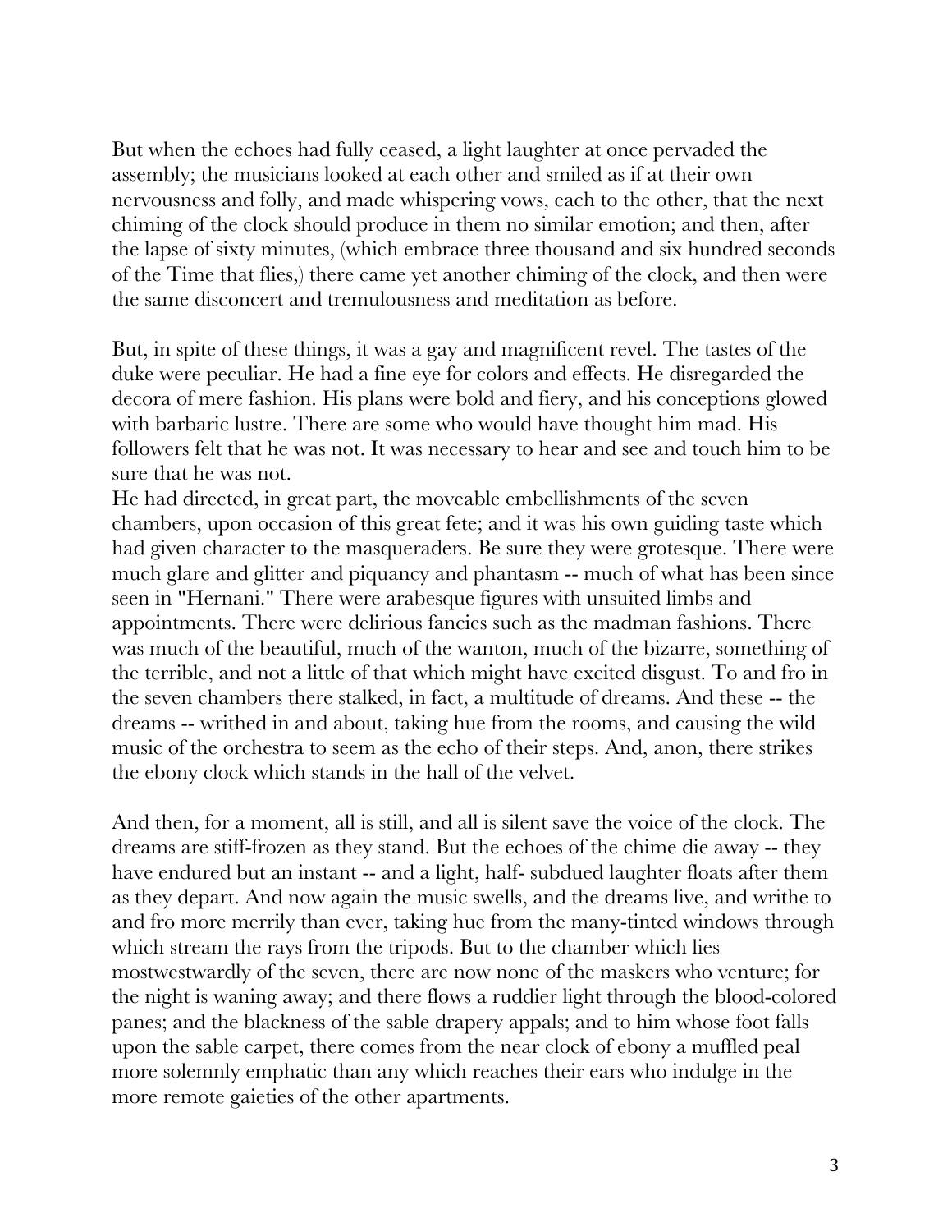But when the echoes had fully ceased, a light laughter at once pervaded the assembly; the musicians looked at each other and smiled as if at their own nervousness and folly, and made whispering vows, each to the other, that the next chiming of the clock should produce in them no similar emotion; and then, after the lapse of sixty minutes, (which embrace three thousand and six hundred seconds of the Time that flies,) there came yet another chiming of the clock, and then were the same disconcert and tremulousness and meditation as before.

But, in spite of these things, it was a gay and magnificent revel. The tastes of the duke were peculiar. He had a fine eye for colors and effects. He disregarded the decora of mere fashion. His plans were bold and fiery, and his conceptions glowed with barbaric lustre. There are some who would have thought him mad. His followers felt that he was not. It was necessary to hear and see and touch him to be sure that he was not.

He had directed, in great part, the moveable embellishments of the seven chambers, upon occasion of this great fete; and it was his own guiding taste which had given character to the masqueraders. Be sure they were grotesque. There were much glare and glitter and piquancy and phantasm -- much of what has been since seen in "Hernani." There were arabesque figures with unsuited limbs and appointments. There were delirious fancies such as the madman fashions. There was much of the beautiful, much of the wanton, much of the bizarre, something of the terrible, and not a little of that which might have excited disgust. To and fro in the seven chambers there stalked, in fact, a multitude of dreams. And these -- the dreams -- writhed in and about, taking hue from the rooms, and causing the wild music of the orchestra to seem as the echo of their steps. And, anon, there strikes the ebony clock which stands in the hall of the velvet.

And then, for a moment, all is still, and all is silent save the voice of the clock. The dreams are stiff-frozen as they stand. But the echoes of the chime die away -- they have endured but an instant -- and a light, half- subdued laughter floats after them as they depart. And now again the music swells, and the dreams live, and writhe to and fro more merrily than ever, taking hue from the many-tinted windows through which stream the rays from the tripods. But to the chamber which lies mostwestwardly of the seven, there are now none of the maskers who venture; for the night is waning away; and there flows a ruddier light through the blood-colored panes; and the blackness of the sable drapery appals; and to him whose foot falls upon the sable carpet, there comes from the near clock of ebony a muffled peal more solemnly emphatic than any which reaches their ears who indulge in the more remote gaieties of the other apartments.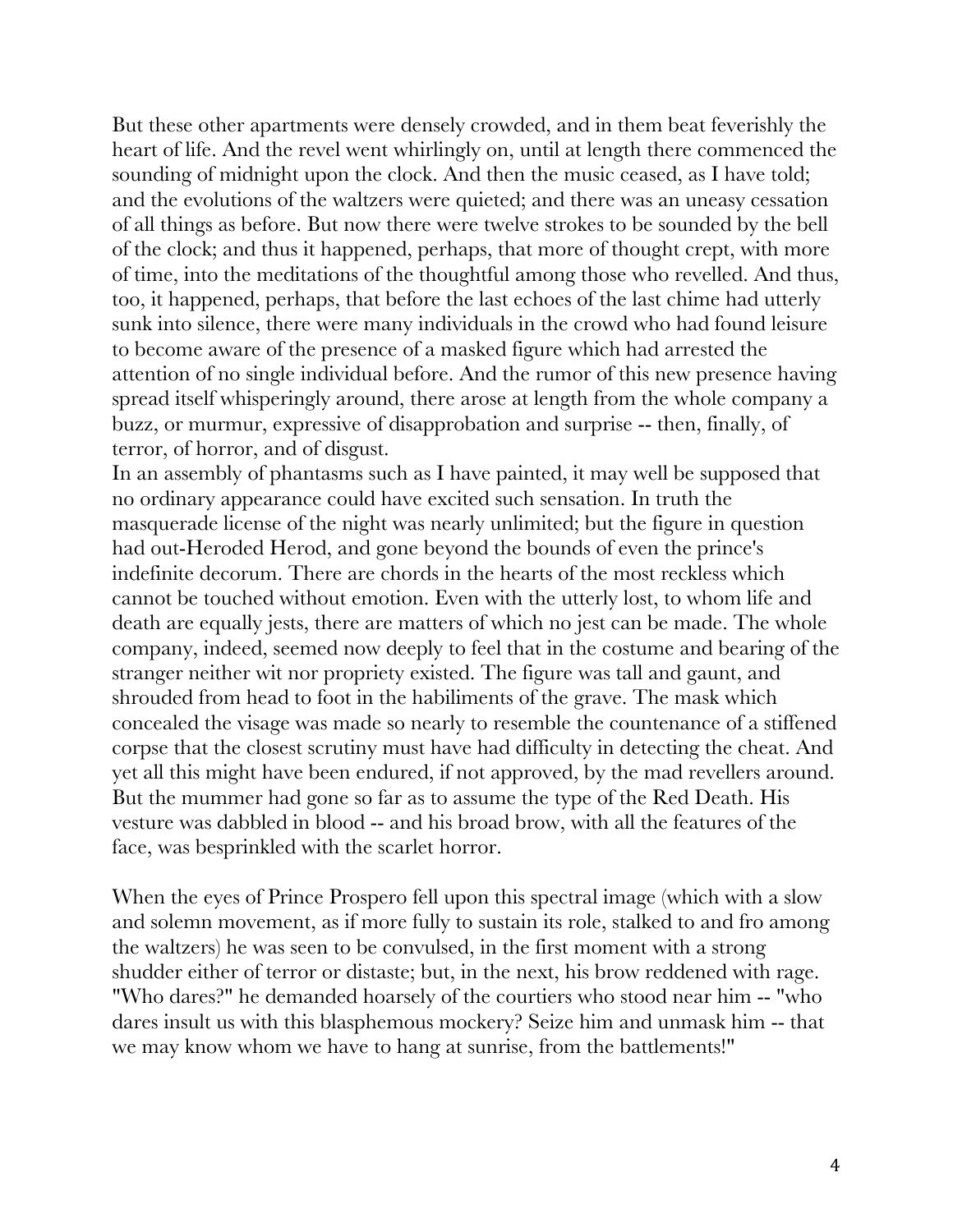But these other apartments were densely crowded, and in them beat feverishly the heart of life. And the revel went whirlingly on, until at length there commenced the sounding of midnight upon the clock. And then the music ceased, as I have told; and the evolutions of the waltzers were quieted; and there was an uneasy cessation of all things as before. But now there were twelve strokes to be sounded by the bell of the clock; and thus it happened, perhaps, that more of thought crept, with more of time, into the meditations of the thoughtful among those who revelled. And thus, too, it happened, perhaps, that before the last echoes of the last chime had utterly sunk into silence, there were many individuals in the crowd who had found leisure to become aware of the presence of a masked figure which had arrested the attention of no single individual before. And the rumor of this new presence having spread itself whisperingly around, there arose at length from the whole company a buzz, or murmur, expressive of disapprobation and surprise -- then, finally, of terror, of horror, and of disgust.

In an assembly of phantasms such as I have painted, it may well be supposed that no ordinary appearance could have excited such sensation. In truth the masquerade license of the night was nearly unlimited; but the figure in question had out-Heroded Herod, and gone beyond the bounds of even the prince's indefinite decorum. There are chords in the hearts of the most reckless which cannot be touched without emotion. Even with the utterly lost, to whom life and death are equally jests, there are matters of which no jest can be made. The whole company, indeed, seemed now deeply to feel that in the costume and bearing of the stranger neither wit nor propriety existed. The figure was tall and gaunt, and shrouded from head to foot in the habiliments of the grave. The mask which concealed the visage was made so nearly to resemble the countenance of a stiffened corpse that the closest scrutiny must have had difficulty in detecting the cheat. And yet all this might have been endured, if not approved, by the mad revellers around. But the mummer had gone so far as to assume the type of the Red Death. His vesture was dabbled in blood -- and his broad brow, with all the features of the face, was besprinkled with the scarlet horror.

When the eyes of Prince Prospero fell upon this spectral image (which with a slow and solemn movement, as if more fully to sustain its role, stalked to and fro among the waltzers) he was seen to be convulsed, in the first moment with a strong shudder either of terror or distaste; but, in the next, his brow reddened with rage. "Who dares?" he demanded hoarsely of the courtiers who stood near him -- "who dares insult us with this blasphemous mockery? Seize him and unmask him -- that we may know whom we have to hang at sunrise, from the battlements!"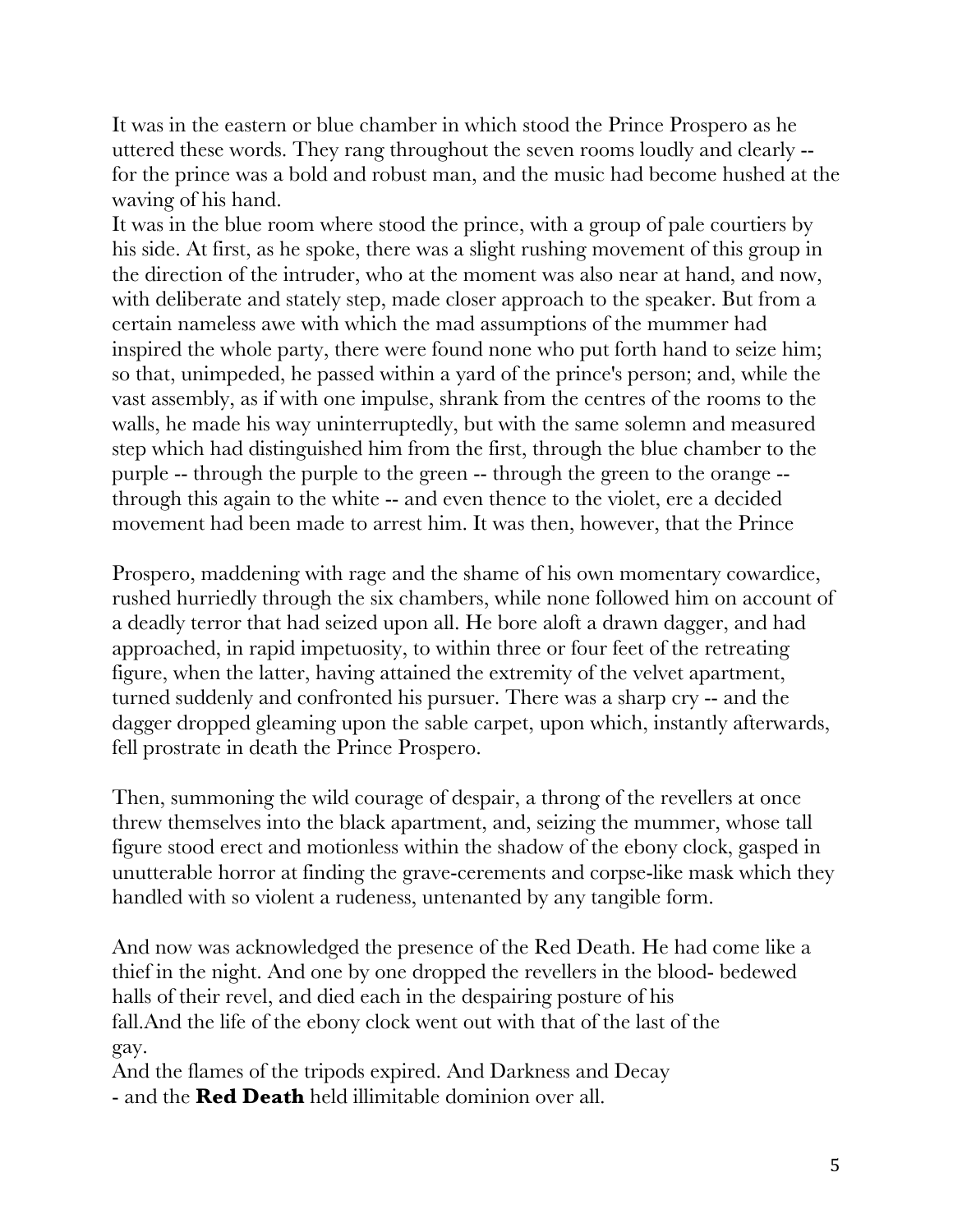It was in the eastern or blue chamber in which stood the Prince Prospero as he uttered these words. They rang throughout the seven rooms loudly and clearly -- for the prince was a bold and robust man, and the music had become hushed at the waving of his hand.

It was in the blue room where stood the prince, with a group of pale courtiers by his side. At first, as he spoke, there was a slight rushing movement of this group in the direction of the intruder, who at the moment was also near at hand, and now, with deliberate and stately step, made closer approach to the speaker. But from a certain nameless awe with which the mad assumptions of the mummer had inspired the whole party, there were found none who put forth hand to seize him; so that, unimpeded, he passed within a yard of the prince's person; and, while the vast assembly, as if with one impulse, shrank from the centres of the rooms to the walls, he made his way uninterruptedly, but with the same solemn and measured step which had distinguished him from the first, through the blue chamber to the purple -- through the purple to the green -- through the green to the orange -- through this again to the white -- and even thence to the violet, ere a decided movement had been made to arrest him. It was then, however, that the Prince Prospero, maddening with rage and the shame of his own momentary cowardice, rushed hurriedly through the six chambers, while none followed him on account of a deadly terror that had seized upon all. He bore aloft a drawn dagger, and had approached, in rapid impetuosity, to within three or four feet of the retreating figure, when the latter, having attained the extremity of the velvet apartment, turned suddenly and confronted his pursuer. There was a sharp cry -- and the dagger dropped gleaming upon the sable carpet, upon which, instantly afterwards, fell prostrate in death the Prince Prospero.

Then, summoning the wild courage of despair, a throng of the revellers at once threw themselves into the black apartment, and, seizing the mummer, whose tall figure stood erect and motionless within the shadow of the ebony clock, gasped in unutterable horror at finding the grave-cerements and corpse-like mask which they handled with so violent a rudeness, untenanted by any tangible form.

And now was acknowledged the presence of the Red Death. He had come like a thief in the night. And one by one dropped the revellers in the blood- bedewed halls of their revel, and died each in the despairing posture of his fall.And the life of the ebony clock went out with that of the last of the gay.

And the flames of the tripods expired. And Darkness and Decay - and the **Red Death** held illimitable dominion over all.